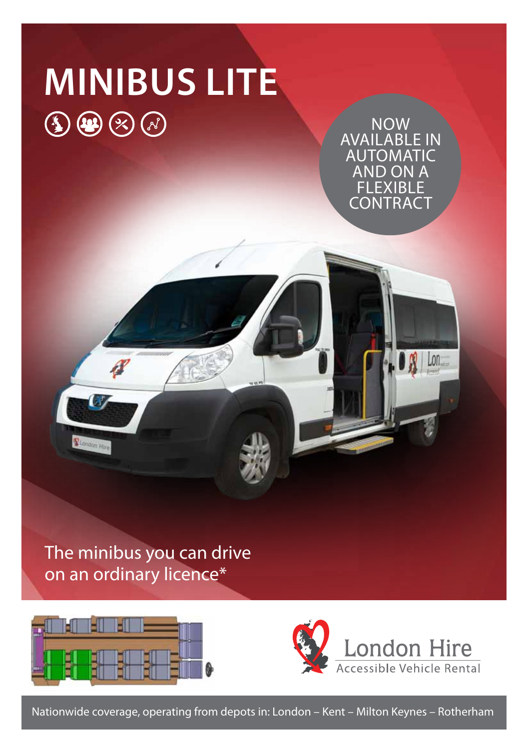# MINIBUS LITE

NOW AVAILABLE IN AUTOMATIC AND ON A FLEXIBLE CONTRACT

The minibus you can drive on an ordinary licence*

London Hire
Accessible Vehicle Rental

Nationwide coverage, operating from depots in: London – Kent – Milton Keynes – Rotherham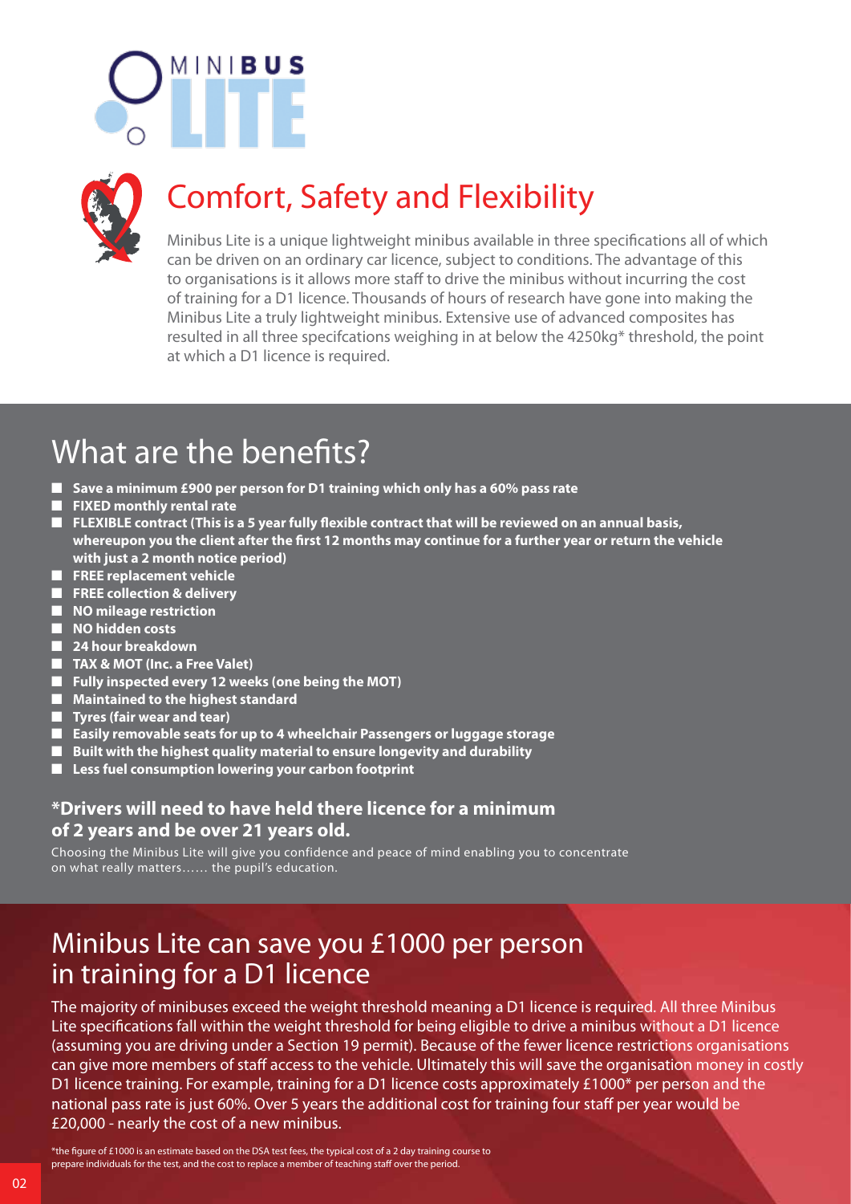# MINIBUS LITE

## Comfort, Safety and Flexibility

Minibus Lite is a unique lightweight minibus available in three specifications all of which can be driven on an ordinary car licence, subject to conditions. The advantage of this to organisations is it allows more staff to drive the minibus without incurring the cost of training for a D1 licence. Thousands of hours of research have gone into making the Minibus Lite a truly lightweight minibus. Extensive use of advanced composites has resulted in all three specifcations weighing in at below the 4250kg* threshold, the point at which a D1 licence is required.

## What are the benefits?

- **Save a minimum £900 per person for D1 training which only has a 60% pass rate**
- **FIXED monthly rental rate**
- **FLEXIBLE contract (This is a 5 year fully flexible contract that will be reviewed on an annual basis, whereupon you the client after the first 12 months may continue for a further year or return the vehicle with just a 2 month notice period)**
- **FREE replacement vehicle**
- **FREE collection & delivery**
- **NO mileage restriction**
- **NO hidden costs**
- **24 hour breakdown**
- **TAX & MOT (Inc. a Free Valet)**
- **Fully inspected every 12 weeks (one being the MOT)**
- **Maintained to the highest standard**
- **Tyres (fair wear and tear)**
- **Easily removable seats for up to 4 wheelchair Passengers or luggage storage**
- **Built with the highest quality material to ensure longevity and durability**
- **Less fuel consumption lowering your carbon footprint**

### *Drivers will need to have held there licence for a minimum of 2 years and be over 21 years old.

Choosing the Minibus Lite will give you confidence and peace of mind enabling you to concentrate on what really matters...... the pupil's education.

## Minibus Lite can save you £1000 per person in training for a D1 licence

The majority of minibuses exceed the weight threshold meaning a D1 licence is required. All three Minibus Lite specifications fall within the weight threshold for being eligible to drive a minibus without a D1 licence (assuming you are driving under a Section 19 permit). Because of the fewer licence restrictions organisations can give more members of staff access to the vehicle. Ultimately this will save the organisation money in costly D1 licence training. For example, training for a D1 licence costs approximately £1000* per person and the national pass rate is just 60%. Over 5 years the additional cost for training four staff per year would be £20,000 - nearly the cost of a new minibus.

*the figure of £1000 is an estimate based on the DSA test fees, the typical cost of a 2 day training course to prepare individuals for the test, and the cost to replace a member of teaching staff over the period.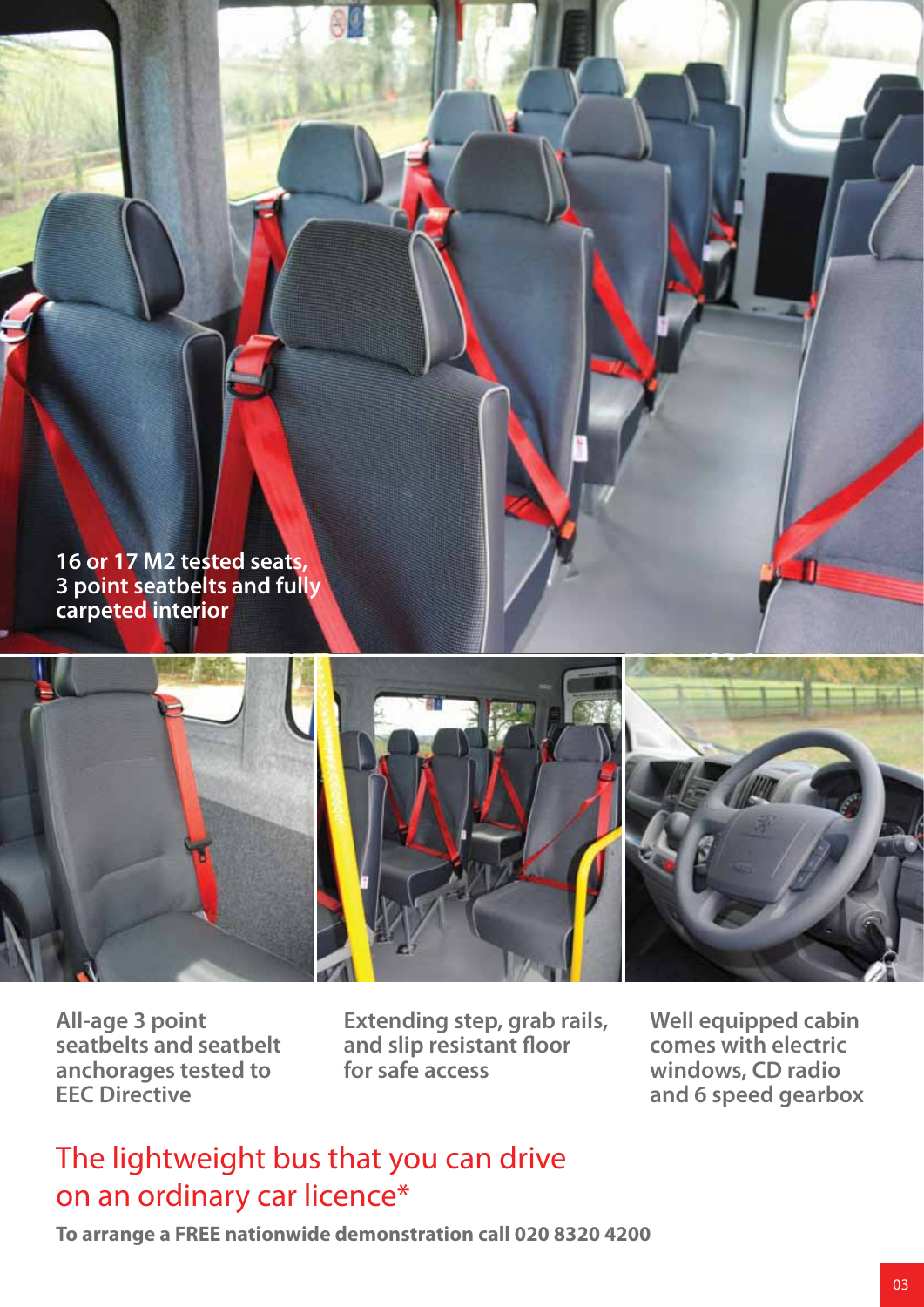16 or 17 M2 tested seats, 3 point seatbelts and fully carpeted interior

All-age 3 point seatbelts and seatbelt anchorages tested to EEC Directive

Extending step, grab rails, and slip resistant floor for safe access

Well equipped cabin comes with electric windows, CD radio and 6 speed gearbox

## The lightweight bus that you can drive on an ordinary car licence*

**To arrange a FREE nationwide demonstration call 020 8320 4200**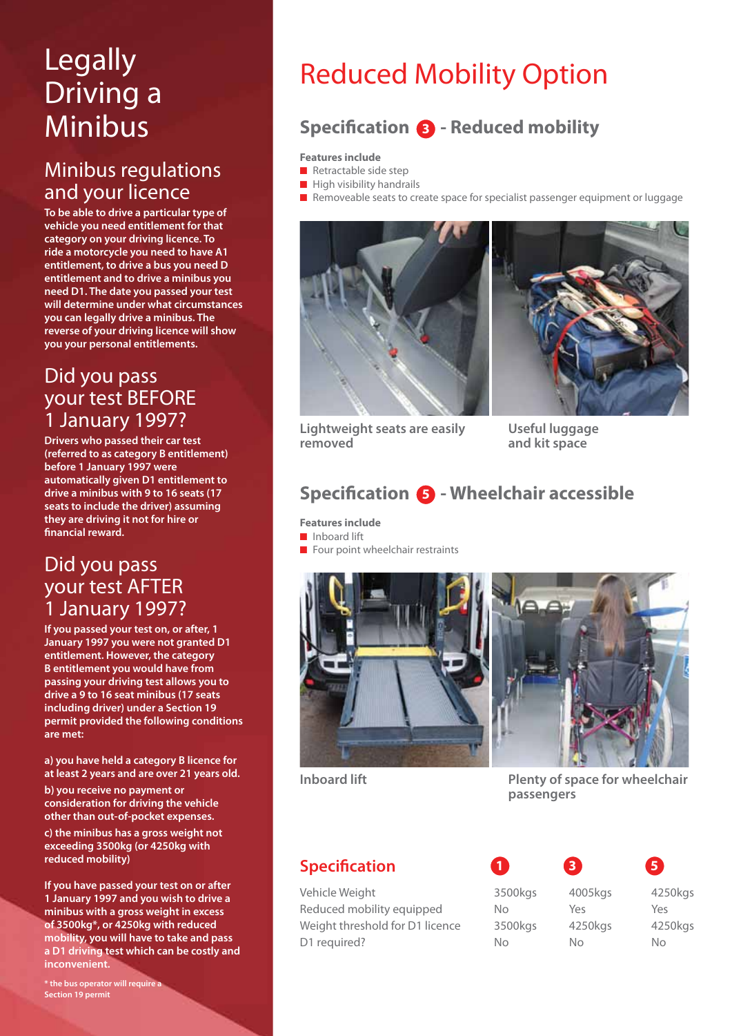# Legally Driving a Minibus

## Minibus regulations and your licence

**To be able to drive a particular type of vehicle you need entitlement for that category on your driving licence. To ride a motorcycle you need to have A1 entitlement, to drive a bus you need D entitlement and to drive a minibus you need D1. The date you passed your test will determine under what circumstances you can legally drive a minibus. The reverse of your driving licence will show you your personal entitlements.**

## Did you pass your test BEFORE 1 January 1997?

**Drivers who passed their car test (referred to as category B entitlement) before 1 January 1997 were automatically given D1 entitlement to drive a minibus with 9 to 16 seats (17 seats to include the driver) assuming they are driving it not for hire or financial reward.**

## Did you pass your test AFTER 1 January 1997?

**If you passed your test on, or after, 1 January 1997 you were not granted D1 entitlement. However, the category B entitlement you would have from passing your driving test allows you to drive a 9 to 16 seat minibus (17 seats including driver) under a Section 19 permit provided the following conditions are met:**

**a) you have held a category B licence for at least 2 years and are over 21 years old.**

**b) you receive no payment or consideration for driving the vehicle other than out-of-pocket expenses.**

**c) the minibus has a gross weight not exceeding 3500kg (or 4250kg with reduced mobility)**

**If you have passed your test on or after 1 January 1997 and you wish to drive a minibus with a gross weight in excess of 3500kg*, or 4250kg with reduced mobility, you will have to take and pass a D1 driving test which can be costly and inconvenient.**

**\* the bus operator will require a Section 19 permit**

# Reduced Mobility Option

## Specification 3 - Reduced mobility

**Features include**

- Retractable side step
- High visibility handrails
- Removeable seats to create space for specialist passenger equipment or luggage

Lightweight seats are easily removed

Useful luggage and kit space

## Specification 5 - Wheelchair accessible

**Features include**

- Inboard lift
- Four point wheelchair restraints

Inboard lift

Plenty of space for wheelchair passengers

## Specification

| | 1 | 3 | 5 |
|---|---|---|---|
| Vehicle Weight | 3500kgs | 4005kgs | 4250kgs |
| Reduced mobility equipped | No | Yes | Yes |
| Weight threshold for D1 licence | 3500kgs | 4250kgs | 4250kgs |
| D1 required? | No | No | No |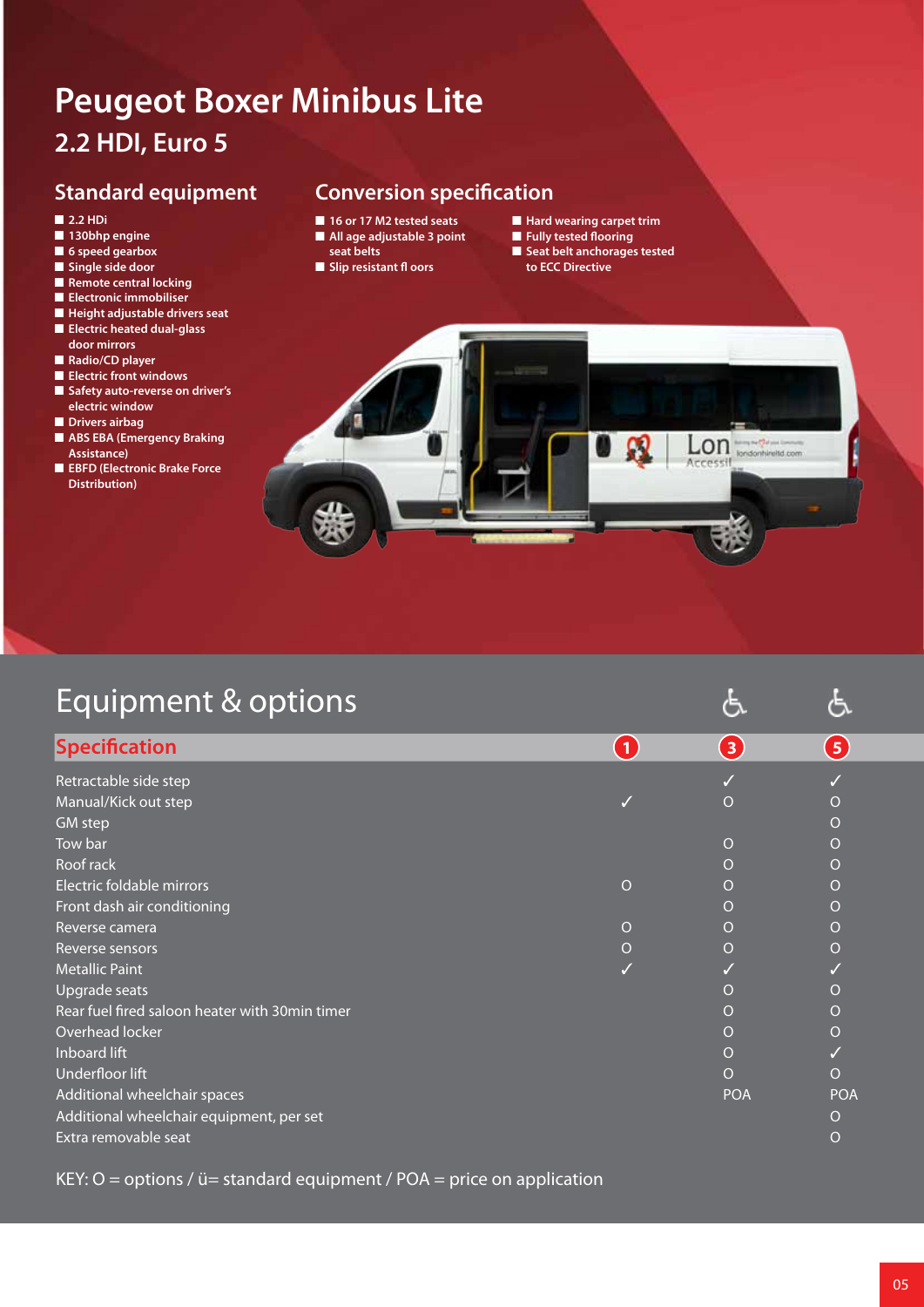# Peugeot Boxer Minibus Lite

## 2.2 HDI, Euro 5

### Standard equipment

- 2.2 HDi
- 130bhp engine
- 6 speed gearbox
- Single side door
- Remote central locking
- Electronic immobiliser
- Height adjustable drivers seat
- Electric heated dual-glass door mirrors
- Radio/CD player
- Electric front windows
- Safety auto-reverse on driver's electric window
- Drivers airbag
- ABS EBA (Emergency Braking Assistance)
- EBFD (Electronic Brake Force Distribution)

### Conversion specification

- 16 or 17 M2 tested seats
- All age adjustable 3 point seat belts
- Slip resistant fl oors
- Hard wearing carpet trim
- Fully tested flooring
- Seat belt anchorages tested to ECC Directive

## Equipment & options

| Specification | 1 | ♿ 3 | ♿ 5 |
|---|---|---|---|
| Retractable side step | | ✓ | ✓ |
| Manual/Kick out step | ✓ | O | O |
| GM step | | | O |
| Tow bar | | O | O |
| Roof rack | | O | O |
| Electric foldable mirrors | O | O | O |
| Front dash air conditioning | | O | O |
| Reverse camera | O | O | O |
| Reverse sensors | O | O | O |
| Metallic Paint | ✓ | ✓ | ✓ |
| Upgrade seats | | O | O |
| Rear fuel fired saloon heater with 30min timer | | O | O |
| Overhead locker | | O | O |
| Inboard lift | | O | ✓ |
| Underfloor lift | | O | O |
| Additional wheelchair spaces | | POA | POA |
| Additional wheelchair equipment, per set | | | O |
| Extra removable seat | | | O |

KEY: O = options / ü= standard equipment / POA = price on application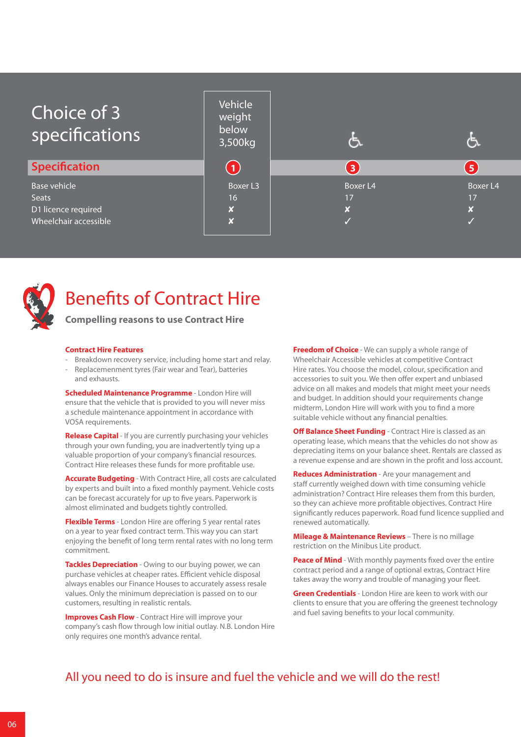## Choice of 3 specifications

| Specification | Vehicle weight below 3,500kg<br>1 | 3 | 5 |
|---|---|---|---|
| Base vehicle | Boxer L3 | Boxer L4 | Boxer L4 |
| Seats | 16 | 17 | 17 |
| D1 licence required | ✘ | ✘ | ✘ |
| Wheelchair accessible | ✘ | ✓ | ✓ |

# Benefits of Contract Hire

### Compelling reasons to use Contract Hire

**Contract Hire Features**

- Breakdown recovery service, including home start and relay.
- Replacemenment tyres (Fair wear and Tear), batteries and exhausts.

**Scheduled Maintenance Programme** - London Hire will ensure that the vehicle that is provided to you will never miss a schedule maintenance appointment in accordance with VOSA requirements.

**Release Capital** - If you are currently purchasing your vehicles through your own funding, you are inadvertently tying up a valuable proportion of your company's financial resources. Contract Hire releases these funds for more profitable use.

**Accurate Budgeting** - With Contract Hire, all costs are calculated by experts and built into a fixed monthly payment. Vehicle costs can be forecast accurately for up to five years. Paperwork is almost eliminated and budgets tightly controlled.

**Flexible Terms** - London Hire are offering 5 year rental rates on a year to year fixed contract term. This way you can start enjoying the benefit of long term rental rates with no long term commitment.

**Tackles Depreciation** - Owing to our buying power, we can purchase vehicles at cheaper rates. Efficient vehicle disposal always enables our Finance Houses to accurately assess resale values. Only the minimum depreciation is passed on to our customers, resulting in realistic rentals.

**Improves Cash Flow** - Contract Hire will improve your company's cash flow through low initial outlay. N.B. London Hire only requires one month's advance rental.

**Freedom of Choice** - We can supply a whole range of Wheelchair Accessible vehicles at competitive Contract Hire rates. You choose the model, colour, specification and accessories to suit you. We then offer expert and unbiased advice on all makes and models that might meet your needs and budget. In addition should your requirements change midterm, London Hire will work with you to find a more suitable vehicle without any financial penalties.

**Off Balance Sheet Funding** - Contract Hire is classed as an operating lease, which means that the vehicles do not show as depreciating items on your balance sheet. Rentals are classed as a revenue expense and are shown in the profit and loss account.

**Reduces Administration** - Are your management and staff currently weighed down with time consuming vehicle administration? Contract Hire releases them from this burden, so they can achieve more profitable objectives. Contract Hire significantly reduces paperwork. Road fund licence supplied and renewed automatically.

**Mileage & Maintenance Reviews** – There is no millage restriction on the Minibus Lite product.

**Peace of Mind** - With monthly payments fixed over the entire contract period and a range of optional extras, Contract Hire takes away the worry and trouble of managing your fleet.

**Green Credentials** - London Hire are keen to work with our clients to ensure that you are offering the greenest technology and fuel saving benefits to your local community.

## All you need to do is insure and fuel the vehicle and we will do the rest!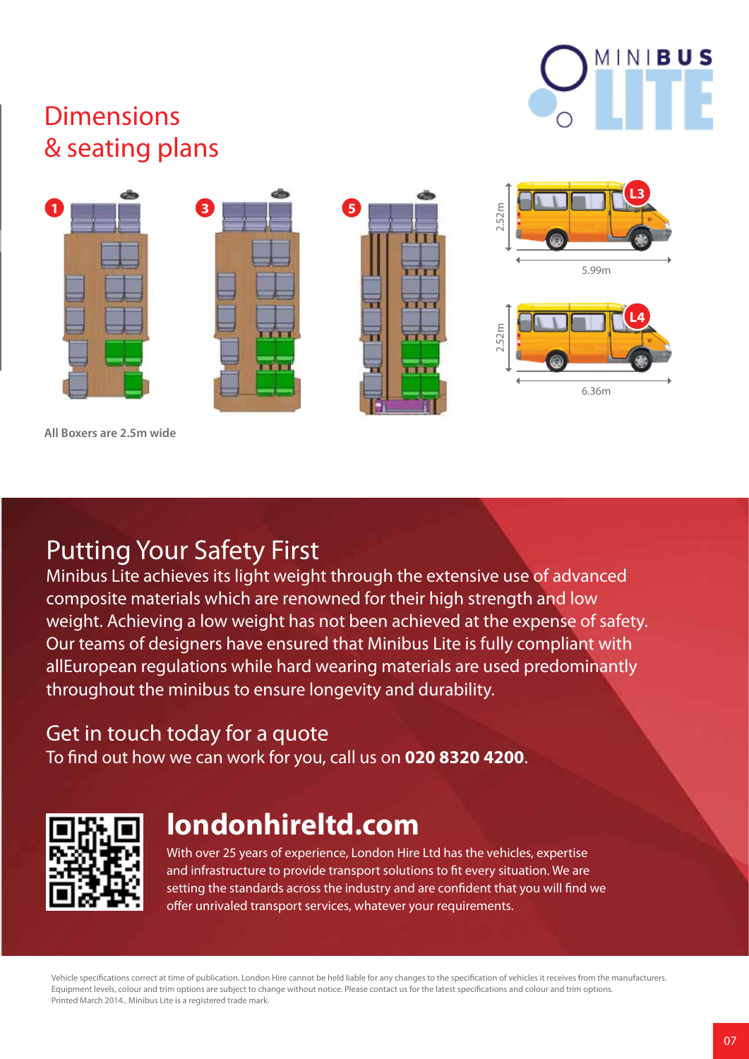# Dimensions & seating plans

1 3 5

L3

2.52m

5.99m

L4

2.52m

6.36m

All Boxers are 2.5m wide

## Putting Your Safety First

Minibus Lite achieves its light weight through the extensive use of advanced composite materials which are renowned for their high strength and low weight. Achieving a low weight has not been achieved at the expense of safety. Our teams of designers have ensured that Minibus Lite is fully compliant with allEuropean regulations while hard wearing materials are used predominantly throughout the minibus to ensure longevity and durability.

## Get in touch today for a quote

To find out how we can work for you, call us on **020 8320 4200**.

## londonhireltd.com

With over 25 years of experience, London Hire Ltd has the vehicles, expertise and infrastructure to provide transport solutions to fit every situation. We are setting the standards across the industry and are confident that you will find we offer unrivaled transport services, whatever your requirements.

Vehicle specifications correct at time of publication. London Hire cannot be held liable for any changes to the specification of vehicles it receives from the manufacturers. Equipment levels, colour and trim options are subject to change without notice. Please contact us for the latest specifications and colour and trim options. Printed March 2014.. Minibus Lite is a registered trade mark.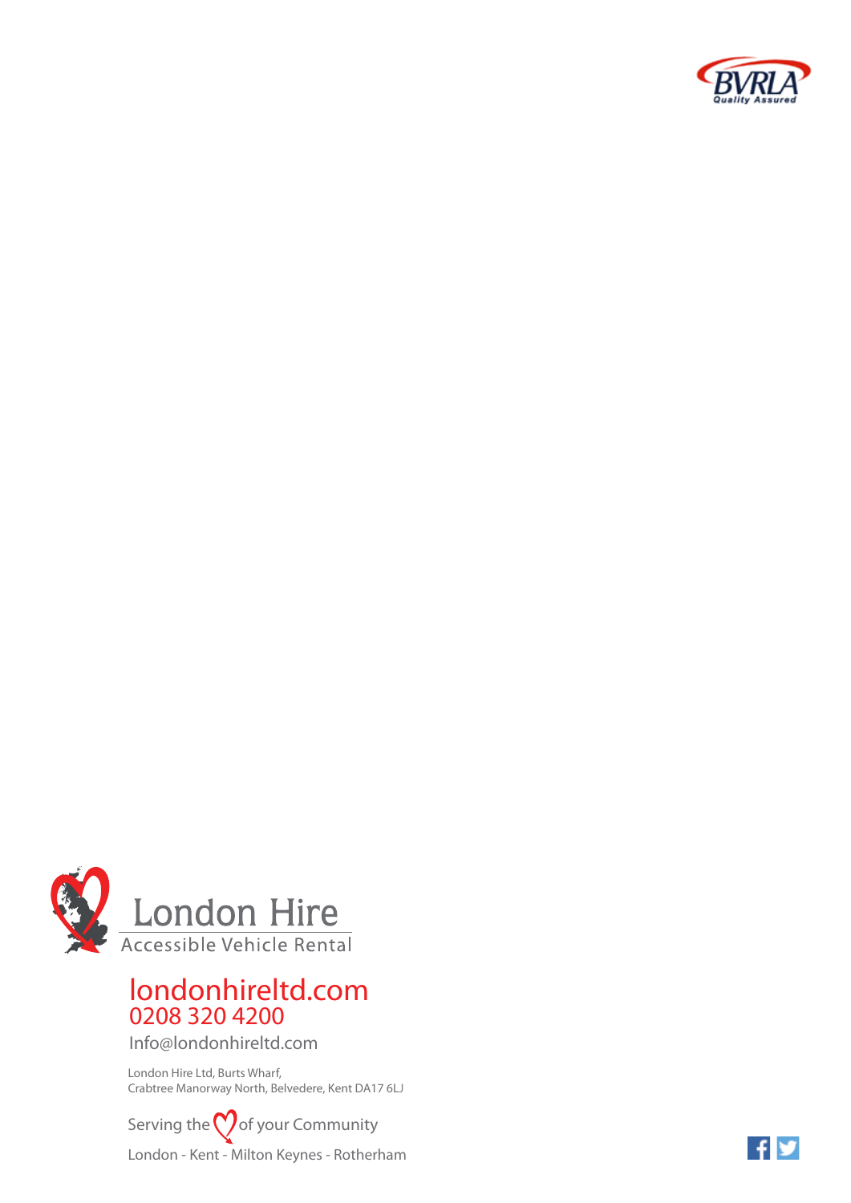BVRLA
Quality Assured

London Hire
Accessible Vehicle Rental

londonhireltd.com
0208 320 4200
Info@londonhireltd.com

London Hire Ltd, Burts Wharf,
Crabtree Manorway North, Belvedere, Kent DA17 6LJ

Serving the ♡ of your Community

London - Kent - Milton Keynes - Rotherham